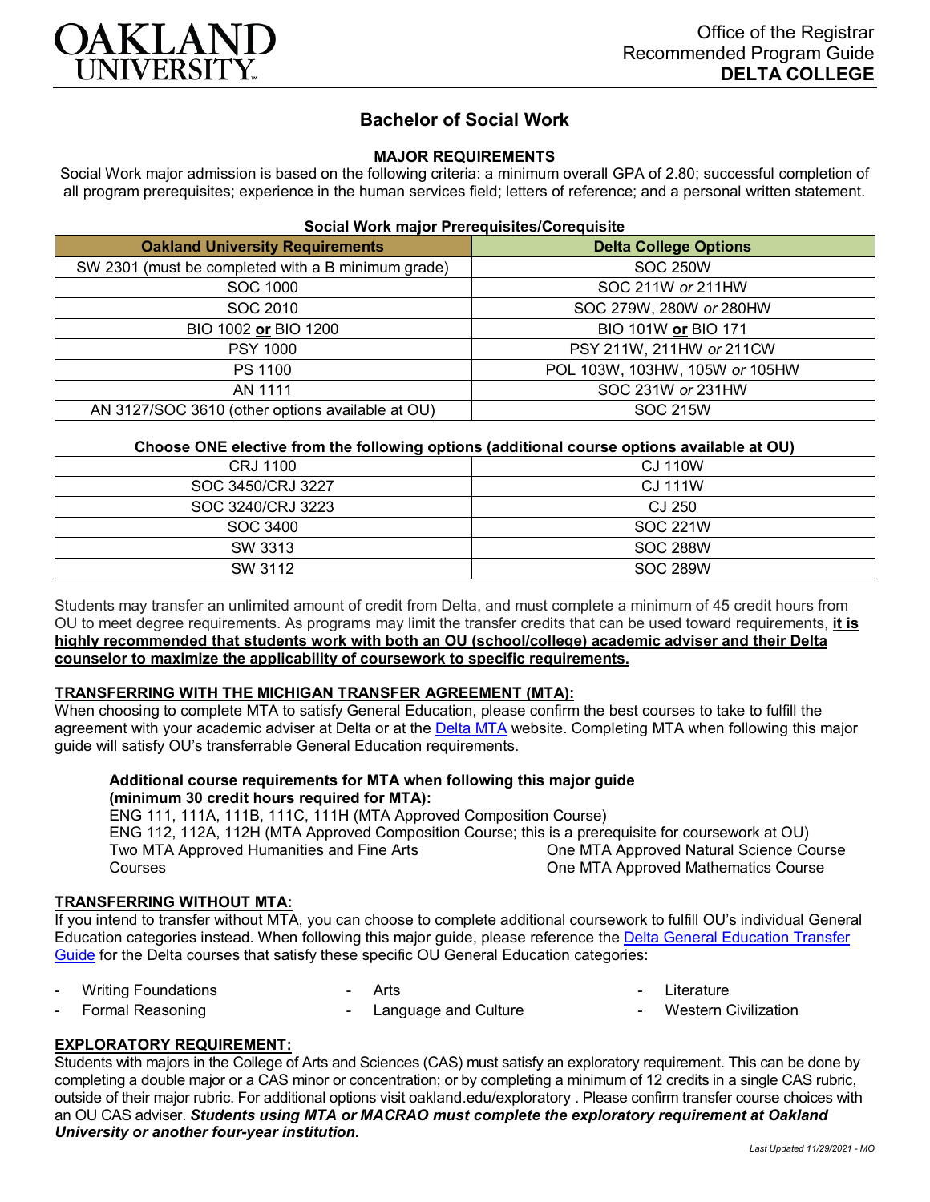# OAKLAND UNIVERSITY

Office of the Registrar
Recommended Program Guide
**DELTA COLLEGE**

## Bachelor of Social Work

### MAJOR REQUIREMENTS

Social Work major admission is based on the following criteria: a minimum overall GPA of 2.80; successful completion of all program prerequisites; experience in the human services field; letters of reference; and a personal written statement.

**Social Work major Prerequisites/Corequisite**

| Oakland University Requirements | Delta College Options |
|---|---|
| SW 2301 (must be completed with a B minimum grade) | SOC 250W |
| SOC 1000 | SOC 211W *or* 211HW |
| SOC 2010 | SOC 279W, 280W *or* 280HW |
| BIO 1002 **or** BIO 1200 | BIO 101W **or** BIO 171 |
| PSY 1000 | PSY 211W, 211HW *or* 211CW |
| PS 1100 | POL 103W, 103HW, 105W *or* 105HW |
| AN 1111 | SOC 231W *or* 231HW |
| AN 3127/SOC 3610 (other options available at OU) | SOC 215W |

**Choose ONE elective from the following options (additional course options available at OU)**

| | |
|---|---|
| CRJ 1100 | CJ 110W |
| SOC 3450/CRJ 3227 | CJ 111W |
| SOC 3240/CRJ 3223 | CJ 250 |
| SOC 3400 | SOC 221W |
| SW 3313 | SOC 288W |
| SW 3112 | SOC 289W |

Students may transfer an unlimited amount of credit from Delta, and must complete a minimum of 45 credit hours from OU to meet degree requirements. As programs may limit the transfer credits that can be used toward requirements, **it is highly recommended that students work with both an OU (school/college) academic adviser and their Delta counselor to maximize the applicability of coursework to specific requirements.**

### TRANSFERRING WITH THE MICHIGAN TRANSFER AGREEMENT (MTA):

When choosing to complete MTA to satisfy General Education, please confirm the best courses to take to fulfill the agreement with your academic adviser at Delta or at the Delta MTA website. Completing MTA when following this major guide will satisfy OU's transferrable General Education requirements.

**Additional course requirements for MTA when following this major guide (minimum 30 credit hours required for MTA):**

ENG 111, 111A, 111B, 111C, 111H (MTA Approved Composition Course)
ENG 112, 112A, 112H (MTA Approved Composition Course; this is a prerequisite for coursework at OU)
Two MTA Approved Humanities and Fine Arts Courses
One MTA Approved Natural Science Course
One MTA Approved Mathematics Course

### TRANSFERRING WITHOUT MTA:

If you intend to transfer without MTA, you can choose to complete additional coursework to fulfill OU's individual General Education categories instead. When following this major guide, please reference the Delta General Education Transfer Guide for the Delta courses that satisfy these specific OU General Education categories:

- Writing Foundations
- Formal Reasoning
- Arts
- Language and Culture
- Literature
- Western Civilization

### EXPLORATORY REQUIREMENT:

Students with majors in the College of Arts and Sciences (CAS) must satisfy an exploratory requirement. This can be done by completing a double major or a CAS minor or concentration; or by completing a minimum of 12 credits in a single CAS rubric, outside of their major rubric. For additional options visit oakland.edu/exploratory . Please confirm transfer course choices with an OU CAS adviser. ***Students using MTA or MACRAO must complete the exploratory requirement at Oakland University or another four-year institution.***

*Last Updated 11/29/2021 - MO*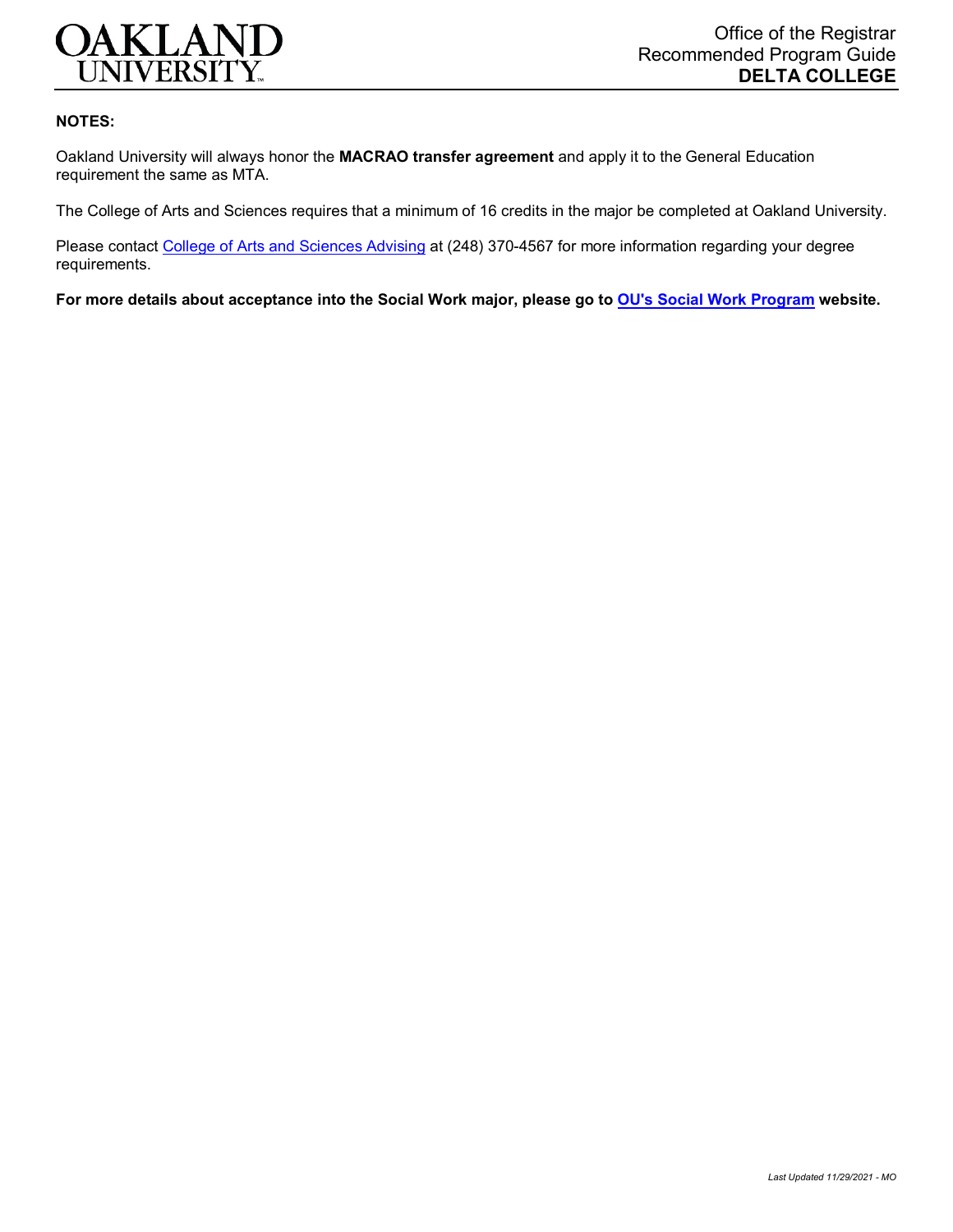**NOTES:**

Oakland University will always honor the **MACRAO transfer agreement** and apply it to the General Education requirement the same as MTA.

The College of Arts and Sciences requires that a minimum of 16 credits in the major be completed at Oakland University.

Please contact College of Arts and Sciences Advising at (248) 370-4567 for more information regarding your degree requirements.

**For more details about acceptance into the Social Work major, please go to OU's Social Work Program website.**

*Last Updated 11/29/2021 - MO*